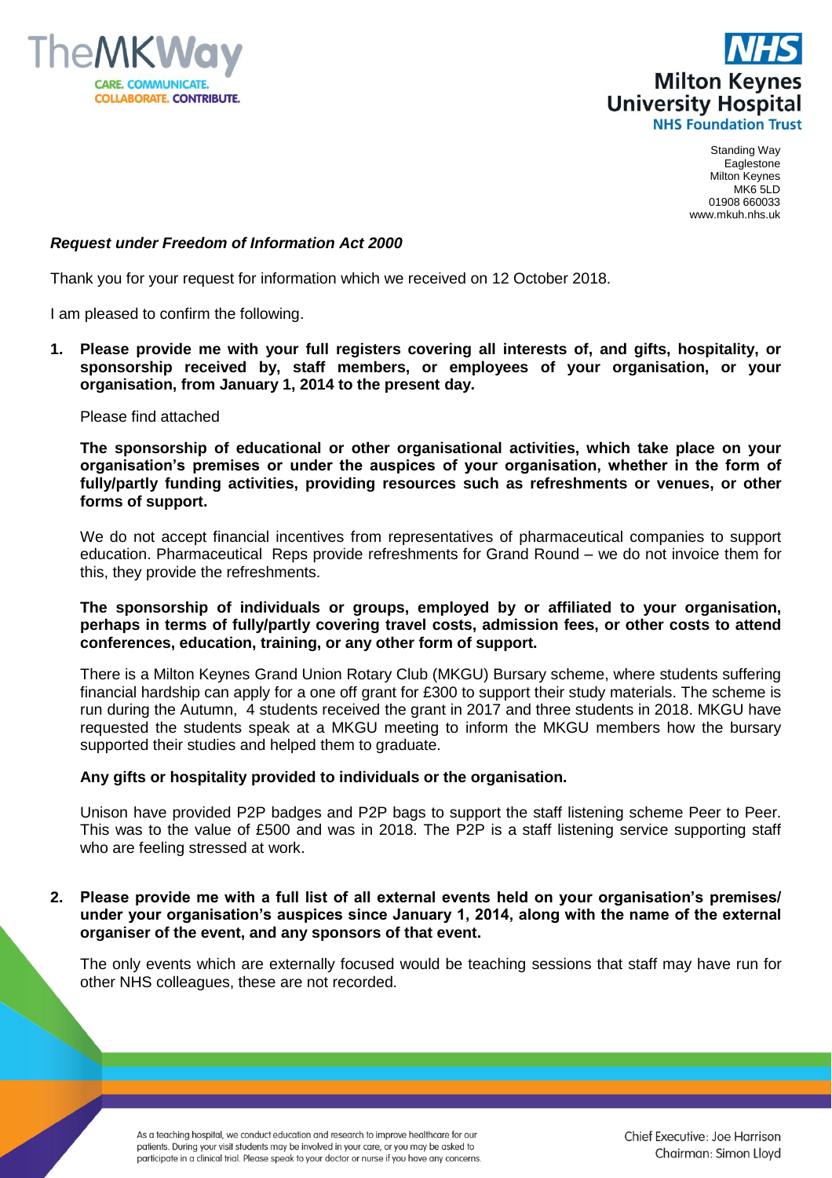TheMKWay

CARE. COMMUNICATE. COLLABORATE. CONTRIBUTE.

**NHS**
**Milton Keynes University Hospital**
**NHS Foundation Trust**

Standing Way
Eaglestone
Milton Keynes
MK6 5LD
01908 660033
www.mkuh.nhs.uk

***Request under Freedom of Information Act 2000***

Thank you for your request for information which we received on 12 October 2018.

I am pleased to confirm the following.

1. **Please provide me with your full registers covering all interests of, and gifts, hospitality, or sponsorship received by, staff members, or employees of your organisation, or your organisation, from January 1, 2014 to the present day.**

   Please find attached

   **The sponsorship of educational or other organisational activities, which take place on your organisation's premises or under the auspices of your organisation, whether in the form of fully/partly funding activities, providing resources such as refreshments or venues, or other forms of support.**

   We do not accept financial incentives from representatives of pharmaceutical companies to support education. Pharmaceutical Reps provide refreshments for Grand Round – we do not invoice them for this, they provide the refreshments.

   **The sponsorship of individuals or groups, employed by or affiliated to your organisation, perhaps in terms of fully/partly covering travel costs, admission fees, or other costs to attend conferences, education, training, or any other form of support.**

   There is a Milton Keynes Grand Union Rotary Club (MKGU) Bursary scheme, where students suffering financial hardship can apply for a one off grant for £300 to support their study materials. The scheme is run during the Autumn, 4 students received the grant in 2017 and three students in 2018. MKGU have requested the students speak at a MKGU meeting to inform the MKGU members how the bursary supported their studies and helped them to graduate.

   **Any gifts or hospitality provided to individuals or the organisation.**

   Unison have provided P2P badges and P2P bags to support the staff listening scheme Peer to Peer. This was to the value of £500 and was in 2018. The P2P is a staff listening service supporting staff who are feeling stressed at work.

2. **Please provide me with a full list of all external events held on your organisation's premises/ under your organisation's auspices since January 1, 2014, along with the name of the external organiser of the event, and any sponsors of that event.**

   The only events which are externally focused would be teaching sessions that staff may have run for other NHS colleagues, these are not recorded.

As a teaching hospital, we conduct education and research to improve healthcare for our patients. During your visit students may be involved in your care, or you may be asked to participate in a clinical trial. Please speak to your doctor or nurse if you have any concerns.

Chief Executive: Joe Harrison
Chairman: Simon Lloyd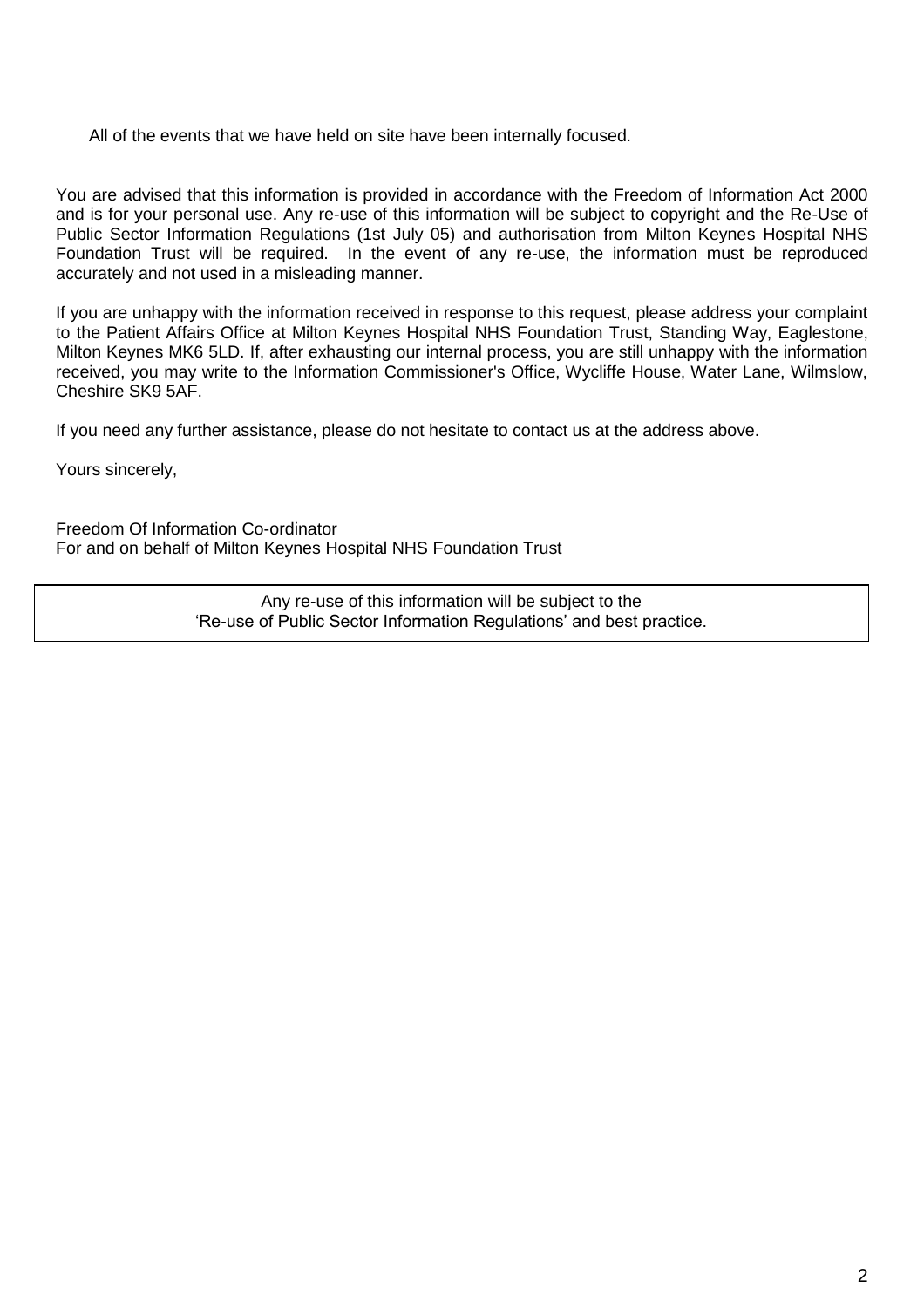All of the events that we have held on site have been internally focused.

You are advised that this information is provided in accordance with the Freedom of Information Act 2000 and is for your personal use. Any re-use of this information will be subject to copyright and the Re-Use of Public Sector Information Regulations (1st July 05) and authorisation from Milton Keynes Hospital NHS Foundation Trust will be required. In the event of any re-use, the information must be reproduced accurately and not used in a misleading manner.

If you are unhappy with the information received in response to this request, please address your complaint to the Patient Affairs Office at Milton Keynes Hospital NHS Foundation Trust, Standing Way, Eaglestone, Milton Keynes MK6 5LD. If, after exhausting our internal process, you are still unhappy with the information received, you may write to the Information Commissioner's Office, Wycliffe House, Water Lane, Wilmslow, Cheshire SK9 5AF.

If you need any further assistance, please do not hesitate to contact us at the address above.

Yours sincerely,

Freedom Of Information Co-ordinator
For and on behalf of Milton Keynes Hospital NHS Foundation Trust

Any re-use of this information will be subject to the
'Re-use of Public Sector Information Regulations' and best practice.